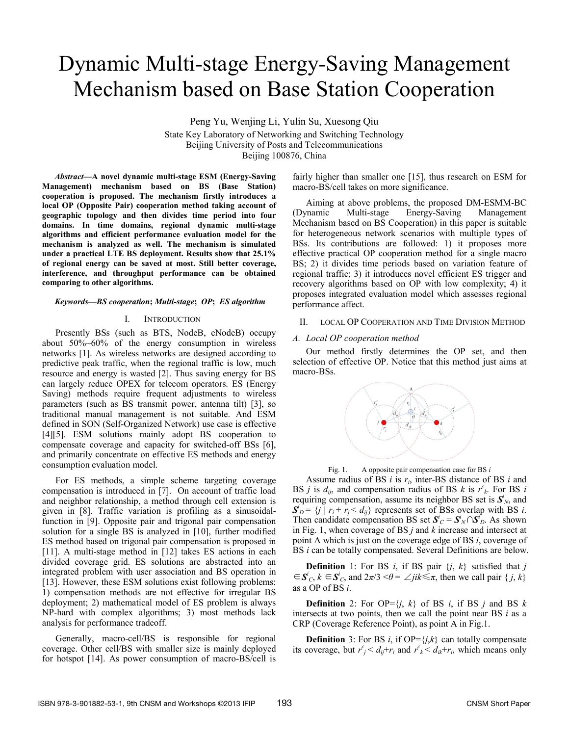# Dynamic Multi-stage Energy-Saving Management Mechanism based on Base Station Cooperation

Peng Yu, Wenjing Li, Yulin Su, Xuesong Qiu

State Key Laboratory of Networking and Switching Technology
Beijing University of Posts and Telecommunications
Beijing 100876, China

***Abstract*—A novel dynamic multi-stage ESM (Energy-Saving Management) mechanism based on BS (Base Station) cooperation is proposed. The mechanism firstly introduces a local OP (Opposite Pair) cooperation method taking account of geographic topology and then divides time period into four domains. In time domains, regional dynamic multi-stage algorithms and efficient performance evaluation model for the mechanism is analyzed as well. The mechanism is simulated under a practical LTE BS deployment. Results show that 25.1% of regional energy can be saved at most. Still better coverage, interference, and throughput performance can be obtained comparing to other algorithms.**

***Keywords*—BS cooperation; Multi-stage; OP; ES algorithm**

## I. Introduction

Presently BSs (such as BTS, NodeB, eNodeB) occupy about 50%~60% of the energy consumption in wireless networks [1]. As wireless networks are designed according to predictive peak traffic, when the regional traffic is low, much resource and energy is wasted [2]. Thus saving energy for BS can largely reduce OPEX for telecom operators. ES (Energy Saving) methods require frequent adjustments to wireless parameters (such as BS transmit power, antenna tilt) [3], so traditional manual management is not suitable. And ESM defined in SON (Self-Organized Network) use case is effective [4][5]. ESM solutions mainly adopt BS cooperation to compensate coverage and capacity for switched-off BSs [6], and primarily concentrate on effective ES methods and energy consumption evaluation model.

For ES methods, a simple scheme targeting coverage compensation is introduced in [7]. On account of traffic load and neighbor relationship, a method through cell extension is given in [8]. Traffic variation is profiling as a sinusoidal-function in [9]. Opposite pair and trigonal pair compensation solution for a single BS is analyzed in [10], further modified ES method based on trigonal pair compensation is proposed in [11]. A multi-stage method in [12] takes ES actions in each divided coverage grid. ES solutions are abstracted into an integrated problem with user association and BS operation in [13]. However, these ESM solutions exist following problems: 1) compensation methods are not effective for irregular BS deployment; 2) mathematical model of ES problem is always NP-hard with complex algorithms; 3) most methods lack analysis for performance tradeoff.

Generally, macro-cell/BS is responsible for regional coverage. Other cell/BS with smaller size is mainly deployed for hotspot [14]. As power consumption of macro-BS/cell is fairly higher than smaller one [15], thus research on ESM for macro-BS/cell takes on more significance.

Aiming at above problems, the proposed DM-ESMM-BC (Dynamic Multi-stage Energy-Saving Management Mechanism based on BS Cooperation) in this paper is suitable for heterogeneous network scenarios with multiple types of BSs. Its contributions are followed: 1) it proposes more effective practical OP cooperation method for a single macro BS; 2) it divides time periods based on variation feature of regional traffic; 3) it introduces novel efficient ES trigger and recovery algorithms based on OP with low complexity; 4) it proposes integrated evaluation model which assesses regional performance affect.

## II. Local OP Cooperation and Time Division Method

### A. Local OP cooperation method

Our method firstly determines the OP set, and then selection of effective OP. Notice that this method just aims at macro-BSs.

Fig. 1. A opposite pair compensation case for BS $i$

Assume radius of BS $i$ is $r_i$, inter-BS distance of BS $i$ and BS $j$ is $d_{ij}$, and compensation radius of BS $k$ is $r^c_k$. For BS $i$ requiring compensation, assume its neighbor BS set is $\boldsymbol{S}^i_N$, and $\boldsymbol{S}^i_D = \{j \mid r_i + r_j < d_{ij}\}$ represents set of BSs overlap with BS $i$. Then candidate compensation BS set $\boldsymbol{S}^i_C = \boldsymbol{S}^i_N \cap \boldsymbol{S}^i_D$. As shown in Fig. 1, when coverage of BS $j$ and $k$ increase and intersect at point A which is just on the coverage edge of BS $i$, coverage of BS $i$ can be totally compensated. Several Definitions are below.

**Definition** 1: For BS $i$, if BS pair $\{j, k\}$ satisfied that $j \in \boldsymbol{S}^i_C$, $k \in \boldsymbol{S}^i_C$, and $2\pi/3 < \theta = \angle jik \leqslant \pi$, then we call pair $\{j, k\}$ as a OP of BS $i$.

**Definition** 2: For OP=$\{j, k\}$ of BS $i$, if BS $j$ and BS $k$ intersects at two points, then we call the point near BS $i$ as a CRP (Coverage Reference Point), as point A in Fig.1.

**Definition** 3: For BS $i$, if OP=$\{j,k\}$ can totally compensate its coverage, but $r^c_j < d_{ij}+r_i$ and $r^c_k < d_{ik}+r_i$, which means only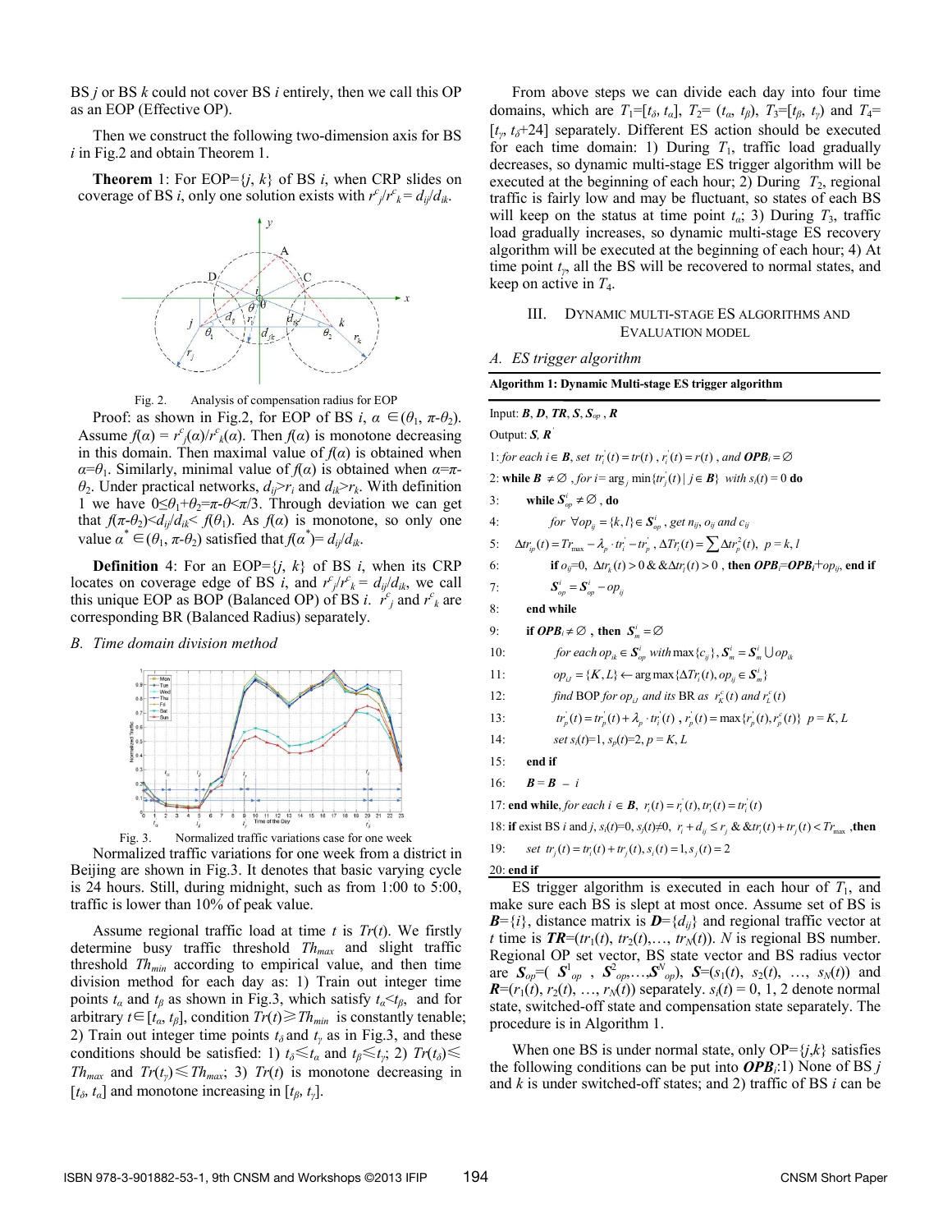BS $j$ or BS $k$ could not cover BS $i$ entirely, then we call this OP as an EOP (Effective OP).

Then we construct the following two-dimension axis for BS $i$ in Fig.2 and obtain Theorem 1.

**Theorem** 1: For EOP={$j$, $k$} of BS $i$, when CRP slides on coverage of BS $i$, only one solution exists with $r^c_j/r^c_k = d_{ij}/d_{ik}$.

Fig. 2. Analysis of compensation radius for EOP

Proof: as shown in Fig.2, for EOP of BS $i$, $\alpha \in (\theta_1, \pi-\theta_2)$. Assume $f(\alpha) = r^c_j(\alpha)/r^c_k(\alpha)$. Then $f(\alpha)$ is monotone decreasing in this domain. Then maximal value of $f(\alpha)$ is obtained when $\alpha=\theta_1$. Similarly, minimal value of $f(\alpha)$ is obtained when $\alpha=\pi-\theta_2$. Under practical networks, $d_{ij}>r_i$ and $d_{ik}>r_k$. With definition 1 we have $0\leq\theta_1+\theta_2=\pi-\theta<\pi/3$. Through deviation we can get that $f(\pi-\theta_2)<d_{ij}/d_{ik}< f(\theta_1)$. As $f(\alpha)$ is monotone, so only one value $\alpha^* \in(\theta_1, \pi-\theta_2)$ satisfied that $f(\alpha^*)= d_{ij}/d_{ik}$.

**Definition** 4: For an EOP={$j$, $k$} of BS $i$, when its CRP locates on coverage edge of BS $i$, and $r^c_j/r^c_k = d_{ij}/d_{ik}$, we call this unique EOP as BOP (Balanced OP) of BS $i$. $r^c_j$ and $r^c_k$ are corresponding BR (Balanced Radius) separately.

### B. Time domain division method

Fig. 3. Normalized traffic variations case for one week

Normalized traffic variations for one week from a district in Beijing are shown in Fig.3. It denotes that basic varying cycle is 24 hours. Still, during midnight, such as from 1:00 to 5:00, traffic is lower than 10% of peak value.

Assume regional traffic load at time $t$ is $Tr(t)$. We firstly determine busy traffic threshold $Th_{max}$ and slight traffic threshold $Th_{min}$ according to empirical value, and then time division method for each day as: 1) Train out integer time points $t_\alpha$ and $t_\beta$ as shown in Fig.3, which satisfy $t_\alpha<t_\beta$, and for arbitrary $t\in[t_\alpha, t_\beta]$, condition $Tr(t)\geqslant Th_{min}$ is constantly tenable; 2) Train out integer time points $t_\delta$ and $t_\gamma$ as in Fig.3, and these conditions should be satisfied: 1) $t_\delta\leqslant t_\alpha$ and $t_\beta\leqslant t_\gamma$; 2) $Tr(t_\delta)\leqslant Th_{max}$ and $Tr(t_\gamma)\leqslant Th_{max}$; 3) $Tr(t)$ is monotone decreasing in $[t_\delta, t_\alpha]$ and monotone increasing in $[t_\beta, t_\gamma]$.

From above steps we can divide each day into four time domains, which are $T_1=[t_\delta, t_\alpha]$, $T_2=(t_\alpha, t_\beta)$, $T_3=[t_\beta, t_\gamma)$ and $T_4=[t_\gamma, t_\delta+24]$ separately. Different ES action should be executed for each time domain: 1) During $T_1$, traffic load gradually decreases, so dynamic multi-stage ES trigger algorithm will be executed at the beginning of each hour; 2) During $T_2$, regional traffic is fairly low and may be fluctuant, so states of each BS will keep on the status at time point $t_\alpha$; 3) During $T_3$, traffic load gradually increases, so dynamic multi-stage ES recovery algorithm will be executed at the beginning of each hour; 4) At time point $t_\gamma$, all the BS will be recovered to normal states, and keep on active in $T_4$.

## III. Dynamic multi-stage ES algorithms and Evaluation model

### A. ES trigger algorithm

**Algorithm 1: Dynamic Multi-stage ES trigger algorithm**

Input: $\boldsymbol{B}$, $\boldsymbol{D}$, $\boldsymbol{TR}$, $\boldsymbol{S}$, $\boldsymbol{S}_{op}$, $\boldsymbol{R}$

Output: $\boldsymbol{S}$, $\boldsymbol{R}'$

1: *for each* $i\in \boldsymbol{B}$, *set* $tr_i'(t)=tr(t)$, $r_i'(t)=r(t)$, *and* $\boldsymbol{OPB}_i=\varnothing$

2: **while** $\boldsymbol{B}\neq\varnothing$ , *for* $i=\arg_j \min\{tr_j'(t)\,|\, j\in \boldsymbol{B}\}$ *with* $s_i(t)=0$ **do**

3: **while** $\boldsymbol{S}^i_{op}\neq\varnothing$ , **do**

4: *for* $\forall op_{ij}=\{k,l\}\in \boldsymbol{S}^i_{op}$ , *get* $n_{ij}$, $o_{ij}$ *and* $c_{ij}$

5: $\Delta tr_{ip}(t)=Tr_{\max}-\lambda_p\cdot tr_i'-tr_p'$ , $\Delta Tr_i(t)=\sum\Delta tr_p^2(t),\ p=k,l$

6: **if** $o_{ij}$=0, $\Delta tr_k(t)>0\ \&\ \Delta tr_l(t)>0$ , **then** $\boldsymbol{OPB}_i$=$\boldsymbol{OPB}_i$+$op_{ij}$, **end if**

7: $\boldsymbol{S}^i_{op}=\boldsymbol{S}^i_{op}-op_{ij}$

8: **end while**

9: **if** $\boldsymbol{OPB}_i\neq\varnothing$ , **then** $\boldsymbol{S}^i_m=\varnothing$

10: *for each* $op_{ik}\in \boldsymbol{S}^i_{op}$ *with* $\max\{c_{ij}\}$, $\boldsymbol{S}^i_m=\boldsymbol{S}^i_m\cup op_{ik}$

11: $op_{i,l}=\{K,L\}\leftarrow \arg\max\{\Delta Tr_i(t), op_{ij}\in \boldsymbol{S}^i_m\}$

12: *find* BOP *for* $op_{i,l}$ *and its* BR *as* $r^c_K(t)$ *and* $r^c_L(t)$

13: $tr_p'(t)=tr_p'(t)+\lambda_p\cdot tr_i'(t)$ , $r_p'(t)=\max\{r_p'(t), r^c_p(t)\}\ \ p=K,L$

14: *set* $s_i(t)$=1, $s_p(t)$=2, $p=K,L$

15: **end if**

16: $\boldsymbol{B}=\boldsymbol{B}-i$

17: **end while**, *for each* $i\in \boldsymbol{B}$, $r_i(t)=r_i'(t), tr_i(t)=tr_i'(t)$

18: **if** exist BS $i$ and $j$, $s_i(t)$=0, $s_j(t)$≠0, $r_i+d_{ij}\leq r_j\ \&\ tr_i(t)+tr_j(t)<Tr_{\max}$ ,**then**

19: *set* $tr_j(t)=tr_i(t)+tr_j(t), s_i(t)=1, s_j(t)=2$

20: **end if**

ES trigger algorithm is executed in each hour of $T_1$, and make sure each BS is slept at most once. Assume set of BS is $\boldsymbol{B}$={$i$}, distance matrix is $\boldsymbol{D}$={$d_{ij}$} and regional traffic vector at $t$ time is $\boldsymbol{TR}$=($tr_1(t)$, $tr_2(t)$,…, $tr_N(t)$). $N$ is regional BS number. Regional OP set vector, BS state vector and BS radius vector are $\boldsymbol{S}_{op}$=( $\boldsymbol{S}^1_{op}$ , $\boldsymbol{S}^2_{op}$,…,$\boldsymbol{S}^N_{op}$), $\boldsymbol{S}$=($s_1(t)$, $s_2(t)$, …, $s_N(t)$) and $\boldsymbol{R}$=($r_1(t)$, $r_2(t)$, …, $r_N(t)$) separately. $s_i(t)$ = 0, 1, 2 denote normal state, switched-off state and compensation state separately. The procedure is in Algorithm 1.

When one BS is under normal state, only OP={$j$,$k$} satisfies the following conditions can be put into $\boldsymbol{OPB}_i$:1) None of BS $j$ and $k$ is under switched-off states; and 2) traffic of BS $i$ can be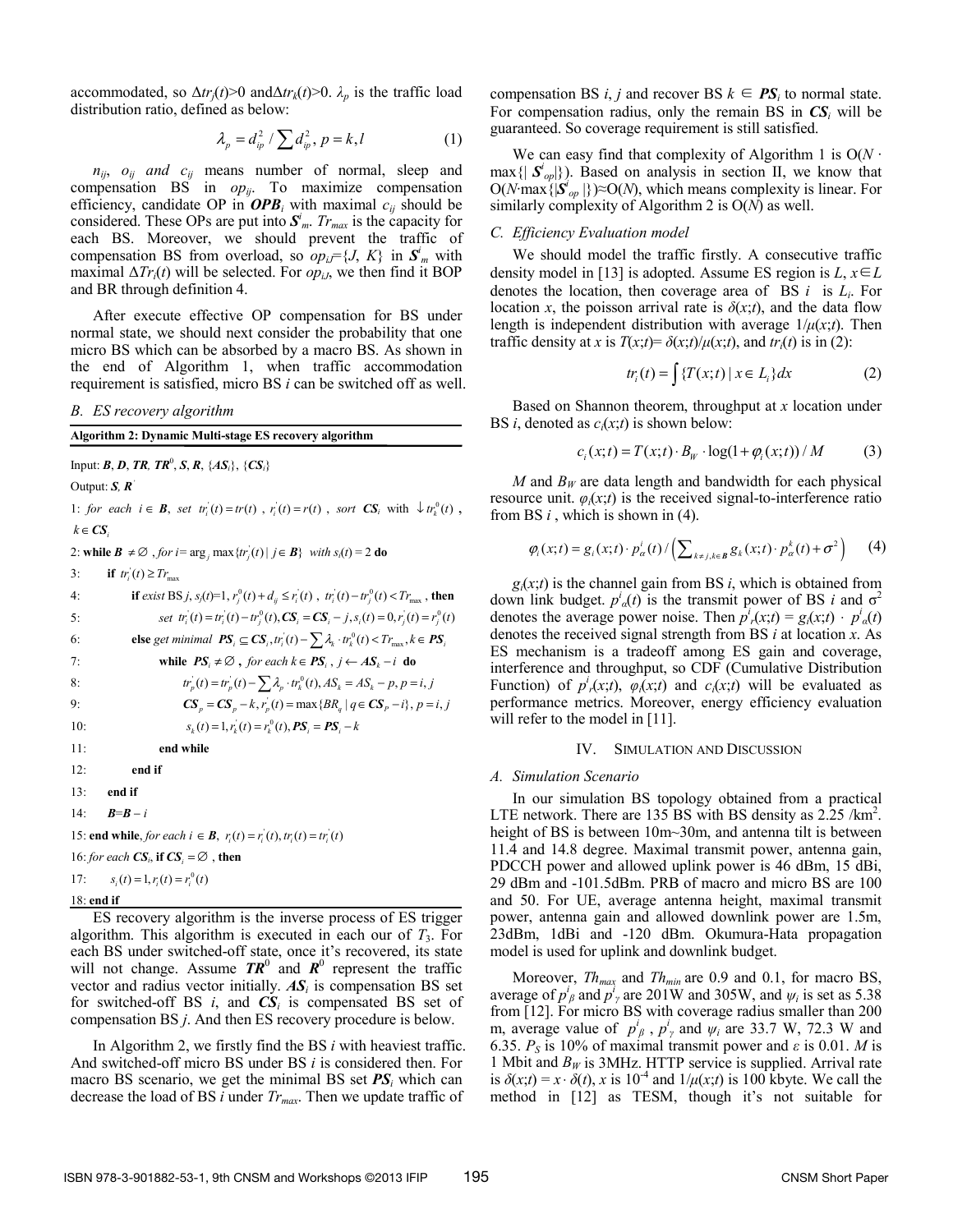accommodated, so $\Delta tr_j(t)>0$ and$\Delta tr_k(t)>0$. $\lambda_p$ is the traffic load distribution ratio, defined as below:

$$\lambda_p = d_{ip}^2 / \sum d_{ip}^2, p = k, l \tag{1}$$

$n_{ij}$, $o_{ij}$ *and* $c_{ij}$ means number of normal, sleep and compensation BS in $op_{ij}$. To maximize compensation efficiency, candidate OP in $\boldsymbol{OPB}_i$ with maximal $c_{ij}$ should be considered. These OPs are put into $\boldsymbol{S}^i_m$. $Tr_{max}$ is the capacity for each BS. Moreover, we should prevent the traffic of compensation BS from overload, so $op_{iJ}$={$J$, $K$} in $\boldsymbol{S}^i_m$ with maximal $\Delta Tr_l(t)$ will be selected. For $op_{iJ}$, we then find it BOP and BR through definition 4.

After execute effective OP compensation for BS under normal state, we should next consider the probability that one micro BS which can be absorbed by a macro BS. As shown in the end of Algorithm 1, when traffic accommodation requirement is satisfied, micro BS $i$ can be switched off as well.

### *B. ES recovery algorithm*

**Algorithm 2: Dynamic Multi-stage ES recovery algorithm**

Input: $\boldsymbol{B}$, $\boldsymbol{D}$, $\boldsymbol{TR}$, $\boldsymbol{TR}^0$, $\boldsymbol{S}$, $\boldsymbol{R}$, {$\boldsymbol{AS}_i$}, {$\boldsymbol{CS}_i$}

Output: $\boldsymbol{S}$, $\boldsymbol{R}^{'}$

1: *for each* $i \in \boldsymbol{B}$, *set* $tr_i^{'}(t) = tr(t)$ , $r_i^{'}(t) = r(t)$ , *sort* $\boldsymbol{CS}_i$ with $\downarrow tr_k^0(t)$ , $k \in \boldsymbol{CS}_i$

2: **while** $\boldsymbol{B} \neq \varnothing$ , *for* $i = \arg_j \max\{tr_j^{'}(t) \mid j \in \boldsymbol{B}\}$ *with* $s_i(t) = 2$ **do**

3: **if** $tr_i^{'}(t) \geq Tr_{\max}$

4: **if** *exist* BS $j$, $s_j(t)$=1, $r_j^0(t) + d_{ij} \leq r_i^{'}(t)$ , $tr_i^{'}(t) - tr_j^0(t) < Tr_{\max}$ , **then**

5: *set* $tr_i^{'}(t) = tr_i^{'}(t) - tr_j^0(t), \boldsymbol{CS}_i = \boldsymbol{CS}_i - j, s_i(t) = 0, r_j^{'}(t) = r_j^0(t)$

6: **else** *get minimal* $\boldsymbol{PS}_i \subseteq \boldsymbol{CS}_i, tr_i^{'}(t) - \sum \lambda_k \cdot tr_k^0(t) < Tr_{\max}, k \in \boldsymbol{PS}_i$

7: **while** $\boldsymbol{PS}_i \neq \varnothing$ **,** *for each* $k \in \boldsymbol{PS}_i$ , $j \leftarrow \boldsymbol{AS}_k - i$ **do**

8: $tr_p^{'}(t) = tr_p^{'}(t) - \sum \lambda_p \cdot tr_k^0(t), AS_k = AS_k - p, p = i, j$

9: $\boldsymbol{CS}_p = \boldsymbol{CS}_p - k, r_p^{'}(t) = \max\{BR_q \mid q \in \boldsymbol{CS}_P - i\}, p = i, j$

10: $s_k(t) = 1, r_k^{'}(t) = r_k^0(t), \boldsymbol{PS}_i = \boldsymbol{PS}_i - k$

11: **end while**

12: **end if**

13: **end if**

14: $\boldsymbol{B}$=$\boldsymbol{B} - i$

15: **end while**, *for each* $i \in \boldsymbol{B}$, $r_i(t) = r_i^{'}(t), tr_i(t) = tr_i^{'}(t)$

16: *for each* $\boldsymbol{CS}_i$, **if** $\boldsymbol{CS}_i = \varnothing$ , **then**

17: $s_i(t) = 1, r_i(t) = r_i^0(t)$

18: **end if**

ES recovery algorithm is the inverse process of ES trigger algorithm. This algorithm is executed in each our of $T_3$. For each BS under switched-off state, once it's recovered, its state will not change. Assume $\boldsymbol{TR}^0$ and $\boldsymbol{R}^0$ represent the traffic vector and radius vector initially. $\boldsymbol{AS}_i$ is compensation BS set for switched-off BS $i$, and $\boldsymbol{CS}_i$ is compensated BS set of compensation BS $j$. And then ES recovery procedure is below.

In Algorithm 2, we firstly find the BS $i$ with heaviest traffic. And switched-off micro BS under BS $i$ is considered then. For macro BS scenario, we get the minimal BS set $\boldsymbol{PS}_i$ which can decrease the load of BS $i$ under $Tr_{max}$. Then we update traffic of compensation BS $i$, $j$ and recover BS $k \in \boldsymbol{PS}_i$ to normal state. For compensation radius, only the remain BS in $\boldsymbol{CS}_i$ will be guaranteed. So coverage requirement is still satisfied.

We can easy find that complexity of Algorithm 1 is O($N \cdot \max\{|\boldsymbol{S}^i_{op}|\}$). Based on analysis in section II, we know that O($N{\cdot}\max\{|\boldsymbol{S}^i_{op}|\}$)≈O($N$), which means complexity is linear. For similarly complexity of Algorithm 2 is O($N$) as well.

### *C. Efficiency Evaluation model*

We should model the traffic firstly. A consecutive traffic density model in [13] is adopted. Assume ES region is $L$, $x \in L$ denotes the location, then coverage area of BS $i$ is $L_i$. For location $x$, the poisson arrival rate is $\delta(x;t)$, and the data flow length is independent distribution with average $1/\mu(x;t)$. Then traffic density at $x$ is $T(x;t)= \delta(x;t)/\mu(x;t)$, and $tr_i(t)$ is in (2):

$$tr_i(t) = \int \{T(x;t) \mid x \in L_i\} dx \tag{2}$$

Based on Shannon theorem, throughput at $x$ location under BS $i$, denoted as $c_i(x;t)$ is shown below:

$$c_i(x;t) = T(x;t) \cdot B_W \cdot \log(1 + \varphi_i(x;t)) / M \tag{3}$$

$M$ and $B_W$ are data length and bandwidth for each physical resource unit. $\varphi_i(x;t)$ is the received signal-to-interference ratio from BS $i$ , which is shown in (4).

$$\varphi_i(x;t) = g_i(x;t) \cdot p_\alpha^i(t) / \left( \sum_{k \neq j, k \in \boldsymbol{B}} g_k(x;t) \cdot p_\alpha^k(t) + \sigma^2 \right) \tag{4}$$

$g_i(x;t)$ is the channel gain from BS $i$, which is obtained from down link budget. $p^i_\alpha(t)$ is the transmit power of BS $i$ and $\sigma^2$ denotes the average power noise. Then $p^i_r(x;t) = g_i(x;t) \cdot p^i_\alpha(t)$ denotes the received signal strength from BS $i$ at location $x$. As ES mechanism is a tradeoff among ES gain and coverage, interference and throughput, so CDF (Cumulative Distribution Function) of $p^i_r(x;t)$, $\varphi_i(x;t)$ and $c_i(x;t)$ will be evaluated as performance metrics. Moreover, energy efficiency evaluation will refer to the model in [11].

## IV. SIMULATION AND DISCUSSION

### *A. Simulation Scenario*

In our simulation BS topology obtained from a practical LTE network. There are 135 BS with BS density as 2.25 /km$^2$. height of BS is between 10m~30m, and antenna tilt is between 11.4 and 14.8 degree. Maximal transmit power, antenna gain, PDCCH power and allowed uplink power is 46 dBm, 15 dBi, 29 dBm and -101.5dBm. PRB of macro and micro BS are 100 and 50. For UE, average antenna height, maximal transmit power, antenna gain and allowed downlink power are 1.5m, 23dBm, 1dBi and -120 dBm. Okumura-Hata propagation model is used for uplink and downlink budget.

Moreover, $Th_{max}$ and $Th_{min}$ are 0.9 and 0.1, for macro BS, average of $p^i_\beta$ and $p^i_\gamma$ are 201W and 305W, and $\psi_i$ is set as 5.38 from [12]. For micro BS with coverage radius smaller than 200 m, average value of $p^i_\beta$ , $p^i_\gamma$ and $\psi_i$ are 33.7 W, 72.3 W and 6.35. $P_S$ is 10% of maximal transmit power and $\varepsilon$ is 0.01. $M$ is 1 Mbit and $B_W$ is 3MHz. HTTP service is supplied. Arrival rate is $\delta(x;t) = x \cdot \delta(t)$, $x$ is $10^{-4}$ and $1/\mu(x;t)$ is 100 kbyte. We call the method in [12] as TESM, though it's not suitable for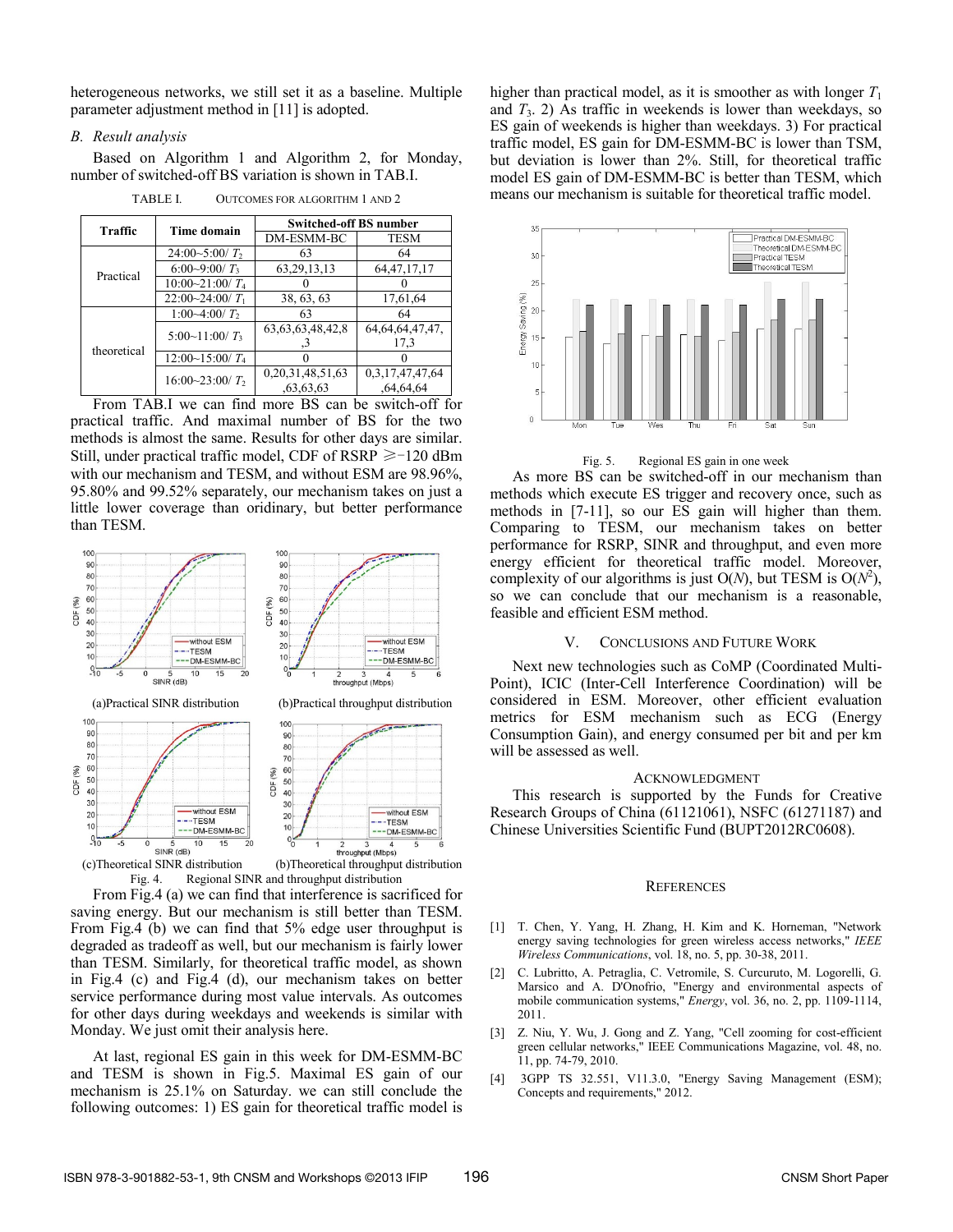heterogeneous networks, we still set it as a baseline. Multiple parameter adjustment method in [11] is adopted.

### B. Result analysis

Based on Algorithm 1 and Algorithm 2, for Monday, number of switched-off BS variation is shown in TAB.I.

TABLE I. OUTCOMES FOR ALGORITHM 1 AND 2

| Traffic | Time domain | Switched-off BS number | |
|---|---|---|---|
| | | DM-ESMM-BC | TESM |
| Practical | 24:00~5:00/ $T_2$ | 63 | 64 |
| | 6:00~9:00/ $T_3$ | 63,29,13,13 | 64,47,17,17 |
| | 10:00~21:00/ $T_4$ | 0 | 0 |
| | 22:00~24:00/ $T_1$ | 38, 63, 63 | 17,61,64 |
| theoretical | 1:00~4:00/ $T_2$ | 63 | 64 |
| | 5:00~11:00/ $T_3$ | 63,63,63,48,42,8,3 | 64,64,64,47,47,17,3 |
| | 12:00~15:00/ $T_4$ | 0 | 0 |
| | 16:00~23:00/ $T_2$ | 0,20,31,48,51,63,63,63,63 | 0,3,17,47,47,64,64,64,64 |

From TAB.I we can find more BS can be switch-off for practical traffic. And maximal number of BS for the two methods is almost the same. Results for other days are similar. Still, under practical traffic model, CDF of RSRP ≥−120 dBm with our mechanism and TESM, and without ESM are 98.96%, 95.80% and 99.52% separately, our mechanism takes on just a little lower coverage than oridinary, but better performance than TESM.

(a)Practical SINR distribution

(b)Practical throughput distribution

(c)Theoretical SINR distribution

(b)Theoretical throughput distribution

Fig. 4. Regional SINR and throughput distribution

From Fig.4 (a) we can find that interference is sacrificed for saving energy. But our mechanism is still better than TESM. From Fig.4 (b) we can find that 5% edge user throughput is degraded as tradeoff as well, but our mechanism is fairly lower than TESM. Similarly, for theoretical traffic model, as shown in Fig.4 (c) and Fig.4 (d), our mechanism takes on better service performance during most value intervals. As outcomes for other days during weekdays and weekends is similar with Monday. We just omit their analysis here.

At last, regional ES gain in this week for DM-ESMM-BC and TESM is shown in Fig.5. Maximal ES gain of our mechanism is 25.1% on Saturday. we can still conclude the following outcomes: 1) ES gain for theoretical traffic model is higher than practical model, as it is smoother as with longer $T_1$ and $T_3$. 2) As traffic in weekends is lower than weekdays, so ES gain of weekends is higher than weekdays. 3) For practical traffic model, ES gain for DM-ESMM-BC is lower than TSM, but deviation is lower than 2%. Still, for theoretical traffic model ES gain of DM-ESMM-BC is better than TESM, which means our mechanism is suitable for theoretical traffic model.

Fig. 5. Regional ES gain in one week

As more BS can be switched-off in our mechanism than methods which execute ES trigger and recovery once, such as methods in [7-11], so our ES gain will higher than them. Comparing to TESM, our mechanism takes on better performance for RSRP, SINR and throughput, and even more energy efficient for theoretical traffic model. Moreover, complexity of our algorithms is just $O(N)$, but TESM is $O(N^2)$, so we can conclude that our mechanism is a reasonable, feasible and efficient ESM method.

## V. CONCLUSIONS AND FUTURE WORK

Next new technologies such as CoMP (Coordinated Multi-Point), ICIC (Inter-Cell Interference Coordination) will be considered in ESM. Moreover, other efficient evaluation metrics for ESM mechanism such as ECG (Energy Consumption Gain), and energy consumed per bit and per km will be assessed as well.

## ACKNOWLEDGMENT

This research is supported by the Funds for Creative Research Groups of China (61121061), NSFC (61271187) and Chinese Universities Scientific Fund (BUPT2012RC0608).

## REFERENCES

[1] T. Chen, Y. Yang, H. Zhang, H. Kim and K. Horneman, "Network energy saving technologies for green wireless access networks," *IEEE Wireless Communications*, vol. 18, no. 5, pp. 30-38, 2011.

[2] C. Lubritto, A. Petraglia, C. Vetromile, S. Curcuruto, M. Logorelli, G. Marsico and A. D'Onofrio, "Energy and environmental aspects of mobile communication systems," *Energy*, vol. 36, no. 2, pp. 1109-1114, 2011.

[3] Z. Niu, Y. Wu, J. Gong and Z. Yang, "Cell zooming for cost-efficient green cellular networks," IEEE Communications Magazine, vol. 48, no. 11, pp. 74-79, 2010.

[4] 3GPP TS 32.551, V11.3.0, "Energy Saving Management (ESM); Concepts and requirements," 2012.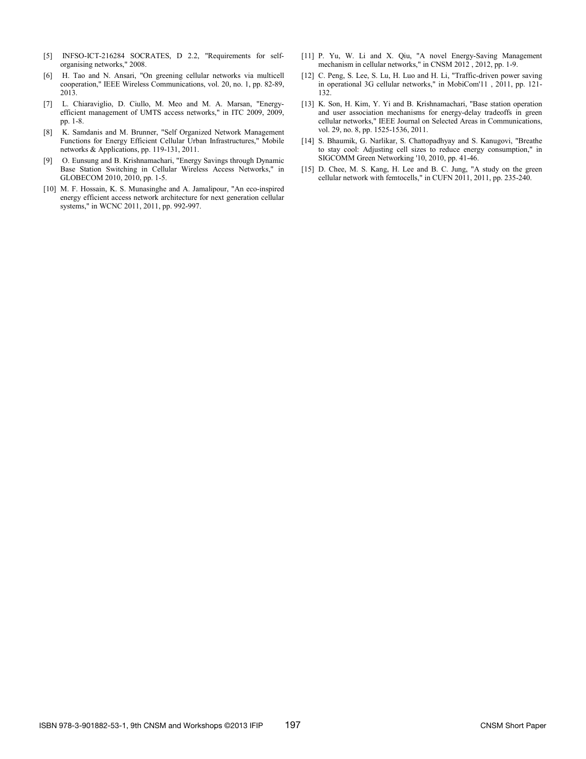[5] INFSO-ICT-216284 SOCRATES, D 2.2, "Requirements for self-organising networks," 2008.

[6] H. Tao and N. Ansari, "On greening cellular networks via multicell cooperation," IEEE Wireless Communications, vol. 20, no. 1, pp. 82-89, 2013.

[7] L. Chiaraviglio, D. Ciullo, M. Meo and M. A. Marsan, "Energy-efficient management of UMTS access networks," in ITC 2009, 2009, pp. 1-8.

[8] K. Samdanis and M. Brunner, "Self Organized Network Management Functions for Energy Efficient Cellular Urban Infrastructures," Mobile networks & Applications, pp. 119-131, 2011.

[9] O. Eunsung and B. Krishnamachari, "Energy Savings through Dynamic Base Station Switching in Cellular Wireless Access Networks," in GLOBECOM 2010, 2010, pp. 1-5.

[10] M. F. Hossain, K. S. Munasinghe and A. Jamalipour, "An eco-inspired energy efficient access network architecture for next generation cellular systems," in WCNC 2011, 2011, pp. 992-997.

[11] P. Yu, W. Li and X. Qiu, "A novel Energy-Saving Management mechanism in cellular networks," in CNSM 2012 , 2012, pp. 1-9.

[12] C. Peng, S. Lee, S. Lu, H. Luo and H. Li, "Traffic-driven power saving in operational 3G cellular networks," in MobiCom'11 , 2011, pp. 121-132.

[13] K. Son, H. Kim, Y. Yi and B. Krishnamachari, "Base station operation and user association mechanisms for energy-delay tradeoffs in green cellular networks," IEEE Journal on Selected Areas in Communications, vol. 29, no. 8, pp. 1525-1536, 2011.

[14] S. Bhaumik, G. Narlikar, S. Chattopadhyay and S. Kanugovi, "Breathe to stay cool: Adjusting cell sizes to reduce energy consumption," in SIGCOMM Green Networking '10, 2010, pp. 41-46.

[15] D. Chee, M. S. Kang, H. Lee and B. C. Jung, "A study on the green cellular network with femtocells," in CUFN 2011, 2011, pp. 235-240.